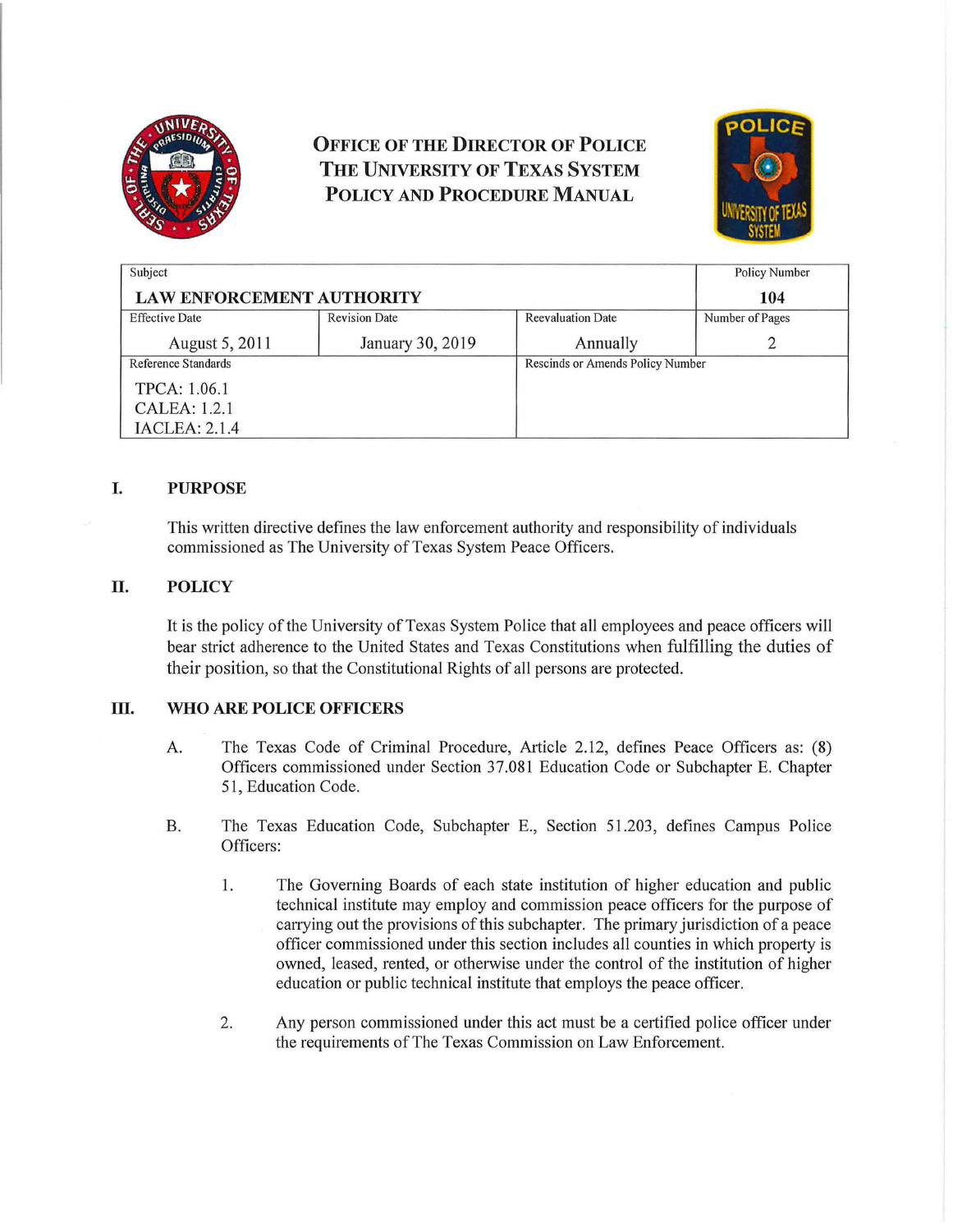# OFFICE OF THE DIRECTOR OF POLICE
# THE UNIVERSITY OF TEXAS SYSTEM
# POLICY AND PROCEDURE MANUAL

| Subject | | | Policy Number |
|---|---|---|---|
| **LAW ENFORCEMENT AUTHORITY** | | | **104** |
| Effective Date | Revision Date | Reevaluation Date | Number of Pages |
| August 5, 2011 | January 30, 2019 | Annually | 2 |
| Reference Standards | | Rescinds or Amends Policy Number | |
| TPCA: 1.06.1<br>CALEA: 1.2.1<br>IACLEA: 2.1.4 | | | |

## I. PURPOSE

This written directive defines the law enforcement authority and responsibility of individuals commissioned as The University of Texas System Peace Officers.

## II. POLICY

It is the policy of the University of Texas System Police that all employees and peace officers will bear strict adherence to the United States and Texas Constitutions when fulfilling the duties of their position, so that the Constitutional Rights of all persons are protected.

## III. WHO ARE POLICE OFFICERS

A. The Texas Code of Criminal Procedure, Article 2.12, defines Peace Officers as: (8) Officers commissioned under Section 37.081 Education Code or Subchapter E. Chapter 51, Education Code.

B. The Texas Education Code, Subchapter E., Section 51.203, defines Campus Police Officers:

1. The Governing Boards of each state institution of higher education and public technical institute may employ and commission peace officers for the purpose of carrying out the provisions of this subchapter. The primary jurisdiction of a peace officer commissioned under this section includes all counties in which property is owned, leased, rented, or otherwise under the control of the institution of higher education or public technical institute that employs the peace officer.

2. Any person commissioned under this act must be a certified police officer under the requirements of The Texas Commission on Law Enforcement.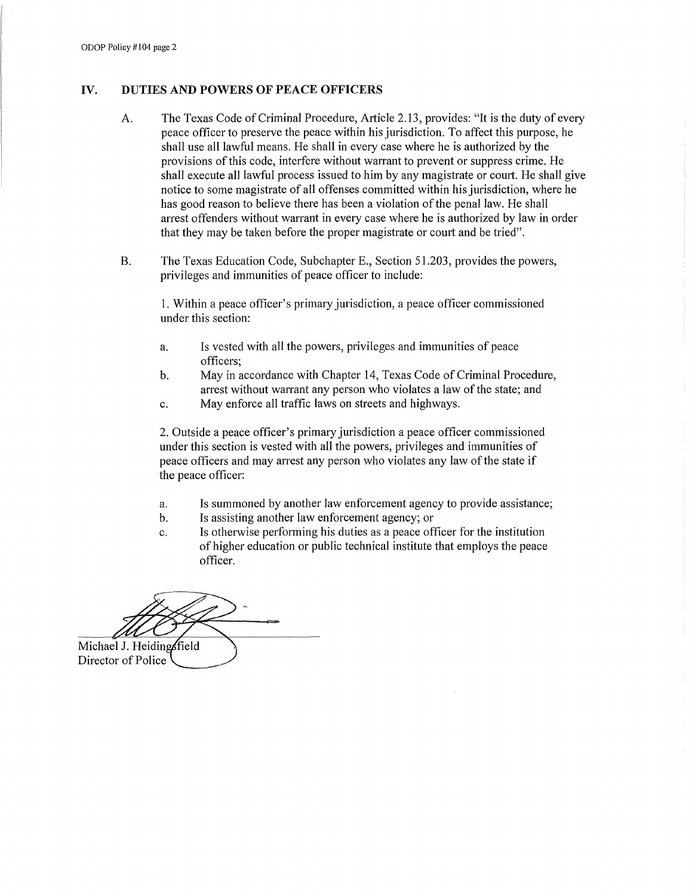## IV. DUTIES AND POWERS OF PEACE OFFICERS

A. The Texas Code of Criminal Procedure, Article 2.13, provides: "It is the duty of every peace officer to preserve the peace within his jurisdiction. To affect this purpose, he shall use all lawful means. He shall in every case where he is authorized by the provisions of this code, interfere without warrant to prevent or suppress crime. He shall execute all lawful process issued to him by any magistrate or court. He shall give notice to some magistrate of all offenses committed within his jurisdiction, where he has good reason to believe there has been a violation of the penal law. He shall arrest offenders without warrant in every case where he is authorized by law in order that they may be taken before the proper magistrate or court and be tried".

B. The Texas Education Code, Subchapter E., Section 51.203, provides the powers, privileges and immunities of peace officer to include:

1. Within a peace officer's primary jurisdiction, a peace officer commissioned under this section:

   a. Is vested with all the powers, privileges and immunities of peace officers;
   b. May in accordance with Chapter 14, Texas Code of Criminal Procedure, arrest without warrant any person who violates a law of the state; and
   c. May enforce all traffic laws on streets and highways.

2. Outside a peace officer's primary jurisdiction a peace officer commissioned under this section is vested with all the powers, privileges and immunities of peace officers and may arrest any person who violates any law of the state if the peace officer:

   a. Is summoned by another law enforcement agency to provide assistance;
   b. Is assisting another law enforcement agency; or
   c. Is otherwise performing his duties as a peace officer for the institution of higher education or public technical institute that employs the peace officer.

Michael J. Heidingsfield
Director of Police